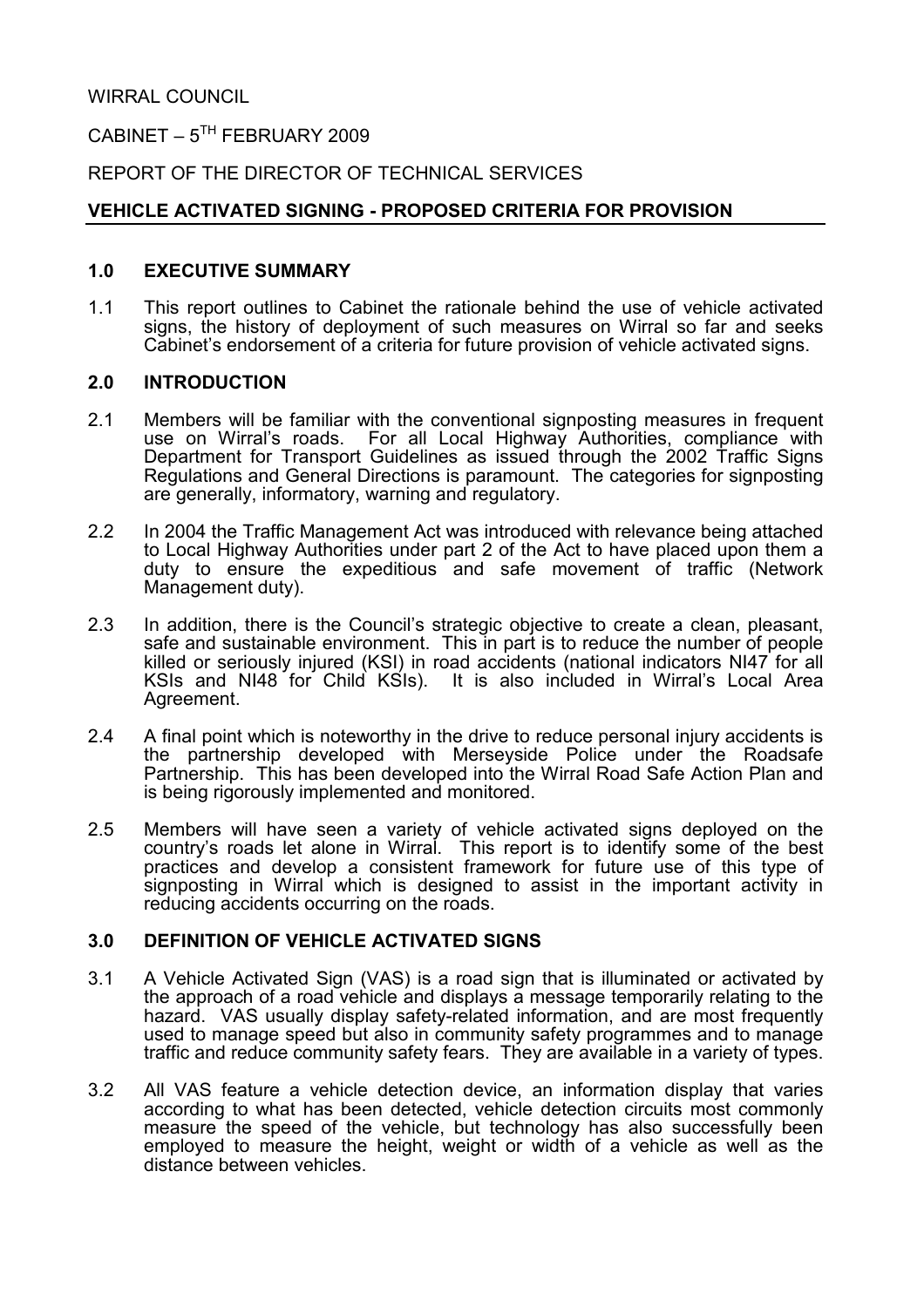WIRRAL COUNCIL

CABINET – 5[TH] FEBRUARY 2009

REPORT OF THE DIRECTOR OF TECHNICAL SERVICES

**VEHICLE ACTIVATED SIGNING - PROPOSED CRITERIA FOR PROVISION**

## 1.0 EXECUTIVE SUMMARY

1.1 This report outlines to Cabinet the rationale behind the use of vehicle activated signs, the history of deployment of such measures on Wirral so far and seeks Cabinet's endorsement of a criteria for future provision of vehicle activated signs.

## 2.0 INTRODUCTION

2.1 Members will be familiar with the conventional signposting measures in frequent use on Wirral's roads. For all Local Highway Authorities, compliance with Department for Transport Guidelines as issued through the 2002 Traffic Signs Regulations and General Directions is paramount. The categories for signposting are generally, informatory, warning and regulatory.

2.2 In 2004 the Traffic Management Act was introduced with relevance being attached to Local Highway Authorities under part 2 of the Act to have placed upon them a duty to ensure the expeditious and safe movement of traffic (Network Management duty).

2.3 In addition, there is the Council's strategic objective to create a clean, pleasant, safe and sustainable environment. This in part is to reduce the number of people killed or seriously injured (KSI) in road accidents (national indicators NI47 for all KSIs and NI48 for Child KSIs). It is also included in Wirral's Local Area Agreement.

2.4 A final point which is noteworthy in the drive to reduce personal injury accidents is the partnership developed with Merseyside Police under the Roadsafe Partnership. This has been developed into the Wirral Road Safe Action Plan and is being rigorously implemented and monitored.

2.5 Members will have seen a variety of vehicle activated signs deployed on the country's roads let alone in Wirral. This report is to identify some of the best practices and develop a consistent framework for future use of this type of signposting in Wirral which is designed to assist in the important activity in reducing accidents occurring on the roads.

## 3.0 DEFINITION OF VEHICLE ACTIVATED SIGNS

3.1 A Vehicle Activated Sign (VAS) is a road sign that is illuminated or activated by the approach of a road vehicle and displays a message temporarily relating to the hazard. VAS usually display safety-related information, and are most frequently used to manage speed but also in community safety programmes and to manage traffic and reduce community safety fears. They are available in a variety of types.

3.2 All VAS feature a vehicle detection device, an information display that varies according to what has been detected, vehicle detection circuits most commonly measure the speed of the vehicle, but technology has also successfully been employed to measure the height, weight or width of a vehicle as well as the distance between vehicles.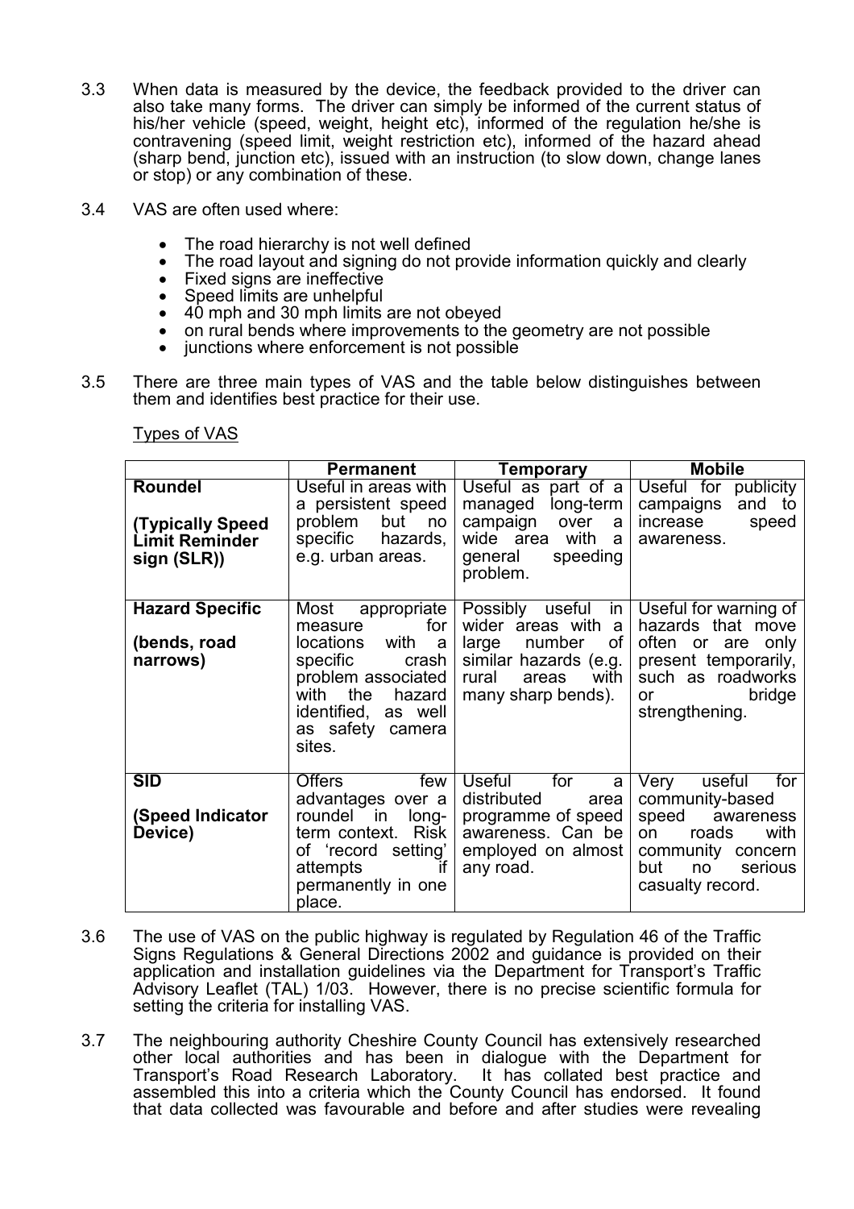3.3 When data is measured by the device, the feedback provided to the driver can also take many forms. The driver can simply be informed of the current status of his/her vehicle (speed, weight, height etc), informed of the regulation he/she is contravening (speed limit, weight restriction etc), informed of the hazard ahead (sharp bend, junction etc), issued with an instruction (to slow down, change lanes or stop) or any combination of these.

3.4 VAS are often used where:

- The road hierarchy is not well defined
- The road layout and signing do not provide information quickly and clearly
- Fixed signs are ineffective
- Speed limits are unhelpful
- 40 mph and 30 mph limits are not obeyed
- on rural bends where improvements to the geometry are not possible
- junctions where enforcement is not possible

3.5 There are three main types of VAS and the table below distinguishes between them and identifies best practice for their use.

Types of VAS

| | **Permanent** | **Temporary** | **Mobile** |
|---|---|---|---|
| **Roundel**<br><br>**(Typically Speed Limit Reminder sign (SLR))** | Useful in areas with a persistent speed problem but no specific hazards, e.g. urban areas. | Useful as part of a managed long-term campaign over a wide area with a general speeding problem. | Useful for publicity campaigns and to increase speed awareness. |
| **Hazard Specific**<br><br>**(bends, road narrows)** | Most appropriate measure for locations with a specific crash problem associated with the hazard identified, as well as safety camera sites. | Possibly useful in wider areas with a large number of similar hazards (e.g. rural areas with many sharp bends). | Useful for warning of hazards that move often or are only present temporarily, such as roadworks or bridge strengthening. |
| **SID**<br><br>**(Speed Indicator Device)** | Offers few advantages over a roundel in long-term context. Risk of 'record setting' attempts if permanently in one place. | Useful for a distributed area programme of speed awareness. Can be employed on almost any road. | Very useful for community-based speed awareness on roads with community concern but no serious casualty record. |

3.6 The use of VAS on the public highway is regulated by Regulation 46 of the Traffic Signs Regulations & General Directions 2002 and guidance is provided on their application and installation guidelines via the Department for Transport's Traffic Advisory Leaflet (TAL) 1/03. However, there is no precise scientific formula for setting the criteria for installing VAS.

3.7 The neighbouring authority Cheshire County Council has extensively researched other local authorities and has been in dialogue with the Department for Transport's Road Research Laboratory. It has collated best practice and assembled this into a criteria which the County Council has endorsed. It found that data collected was favourable and before and after studies were revealing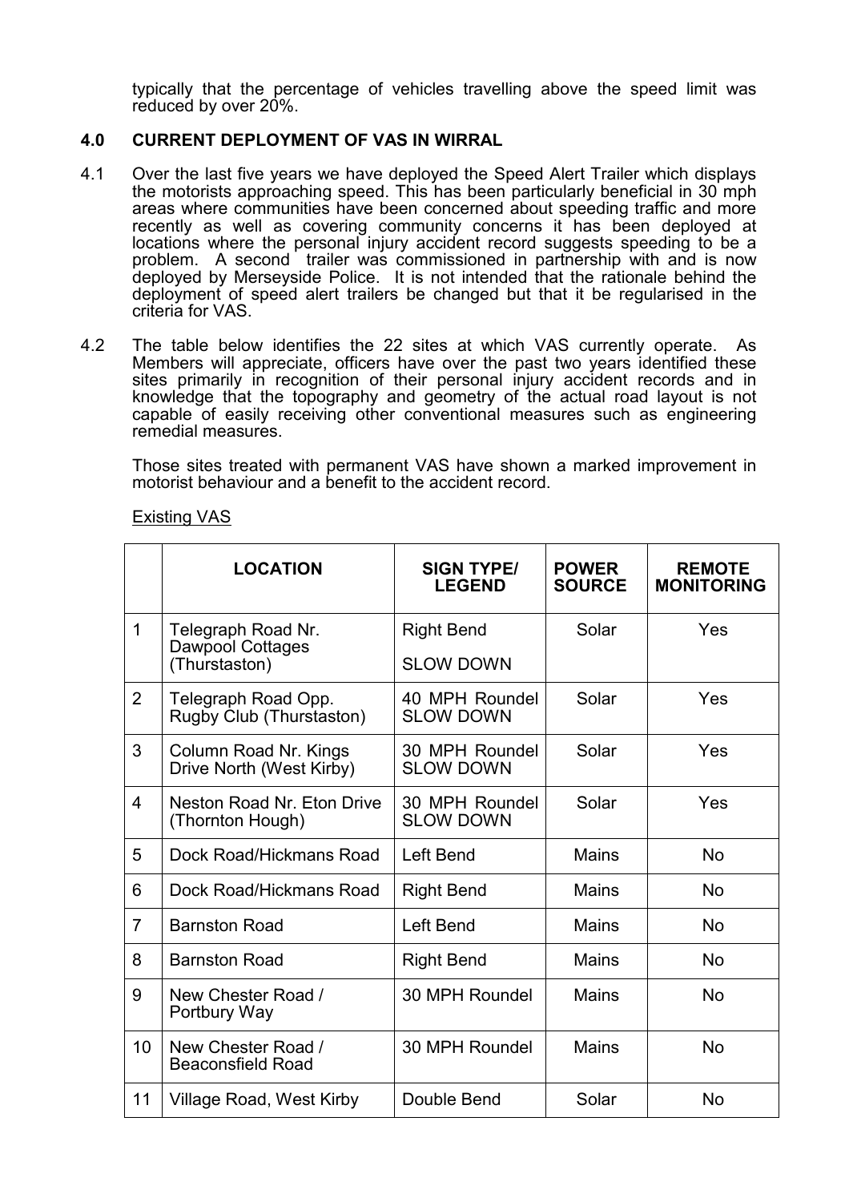typically that the percentage of vehicles travelling above the speed limit was reduced by over 20%.

## 4.0 CURRENT DEPLOYMENT OF VAS IN WIRRAL

4.1 Over the last five years we have deployed the Speed Alert Trailer which displays the motorists approaching speed. This has been particularly beneficial in 30 mph areas where communities have been concerned about speeding traffic and more recently as well as covering community concerns it has been deployed at locations where the personal injury accident record suggests speeding to be a problem. A second trailer was commissioned in partnership with and is now deployed by Merseyside Police. It is not intended that the rationale behind the deployment of speed alert trailers be changed but that it be regularised in the criteria for VAS.

4.2 The table below identifies the 22 sites at which VAS currently operate. As Members will appreciate, officers have over the past two years identified these sites primarily in recognition of their personal injury accident records and in knowledge that the topography and geometry of the actual road layout is not capable of easily receiving other conventional measures such as engineering remedial measures.

Those sites treated with permanent VAS have shown a marked improvement in motorist behaviour and a benefit to the accident record.

Existing VAS

| | LOCATION | SIGN TYPE/ LEGEND | POWER SOURCE | REMOTE MONITORING |
|---|---|---|---|---|
| 1 | Telegraph Road Nr. Dawpool Cottages (Thurstaston) | Right Bend SLOW DOWN | Solar | Yes |
| 2 | Telegraph Road Opp. Rugby Club (Thurstaston) | 40 MPH Roundel SLOW DOWN | Solar | Yes |
| 3 | Column Road Nr. Kings Drive North (West Kirby) | 30 MPH Roundel SLOW DOWN | Solar | Yes |
| 4 | Neston Road Nr. Eton Drive (Thornton Hough) | 30 MPH Roundel SLOW DOWN | Solar | Yes |
| 5 | Dock Road/Hickmans Road | Left Bend | Mains | No |
| 6 | Dock Road/Hickmans Road | Right Bend | Mains | No |
| 7 | Barnston Road | Left Bend | Mains | No |
| 8 | Barnston Road | Right Bend | Mains | No |
| 9 | New Chester Road / Portbury Way | 30 MPH Roundel | Mains | No |
| 10 | New Chester Road / Beaconsfield Road | 30 MPH Roundel | Mains | No |
| 11 | Village Road, West Kirby | Double Bend | Solar | No |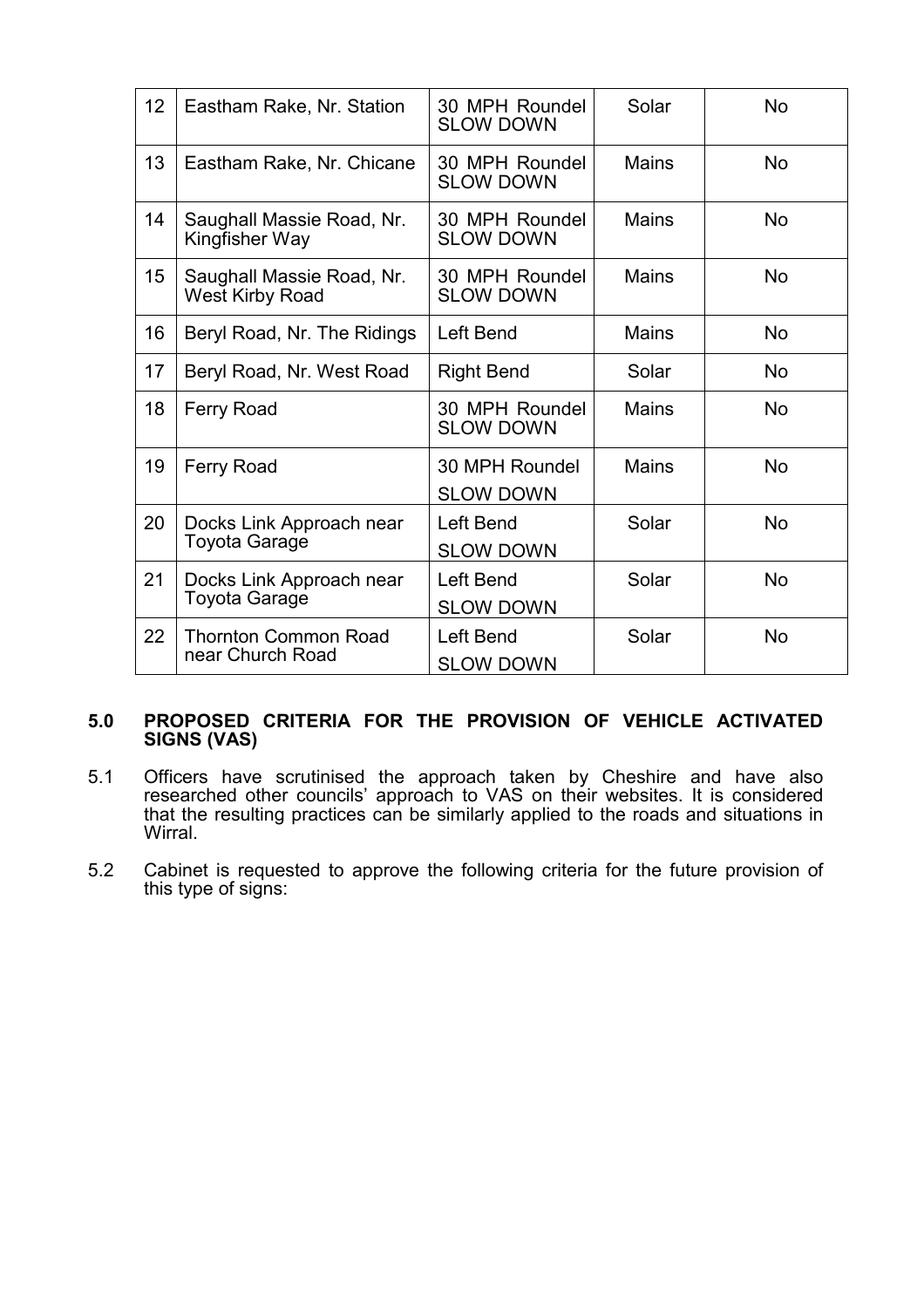| 12 | Eastham Rake, Nr. Station | 30 MPH Roundel SLOW DOWN | Solar | No |
|---|---|---|---|---|
| 13 | Eastham Rake, Nr. Chicane | 30 MPH Roundel SLOW DOWN | Mains | No |
| 14 | Saughall Massie Road, Nr. Kingfisher Way | 30 MPH Roundel SLOW DOWN | Mains | No |
| 15 | Saughall Massie Road, Nr. West Kirby Road | 30 MPH Roundel SLOW DOWN | Mains | No |
| 16 | Beryl Road, Nr. The Ridings | Left Bend | Mains | No |
| 17 | Beryl Road, Nr. West Road | Right Bend | Solar | No |
| 18 | Ferry Road | 30 MPH Roundel SLOW DOWN | Mains | No |
| 19 | Ferry Road | 30 MPH Roundel SLOW DOWN | Mains | No |
| 20 | Docks Link Approach near Toyota Garage | Left Bend SLOW DOWN | Solar | No |
| 21 | Docks Link Approach near Toyota Garage | Left Bend SLOW DOWN | Solar | No |
| 22 | Thornton Common Road near Church Road | Left Bend SLOW DOWN | Solar | No |

## 5.0 PROPOSED CRITERIA FOR THE PROVISION OF VEHICLE ACTIVATED SIGNS (VAS)

5.1 Officers have scrutinised the approach taken by Cheshire and have also researched other councils' approach to VAS on their websites. It is considered that the resulting practices can be similarly applied to the roads and situations in Wirral.

5.2 Cabinet is requested to approve the following criteria for the future provision of this type of signs: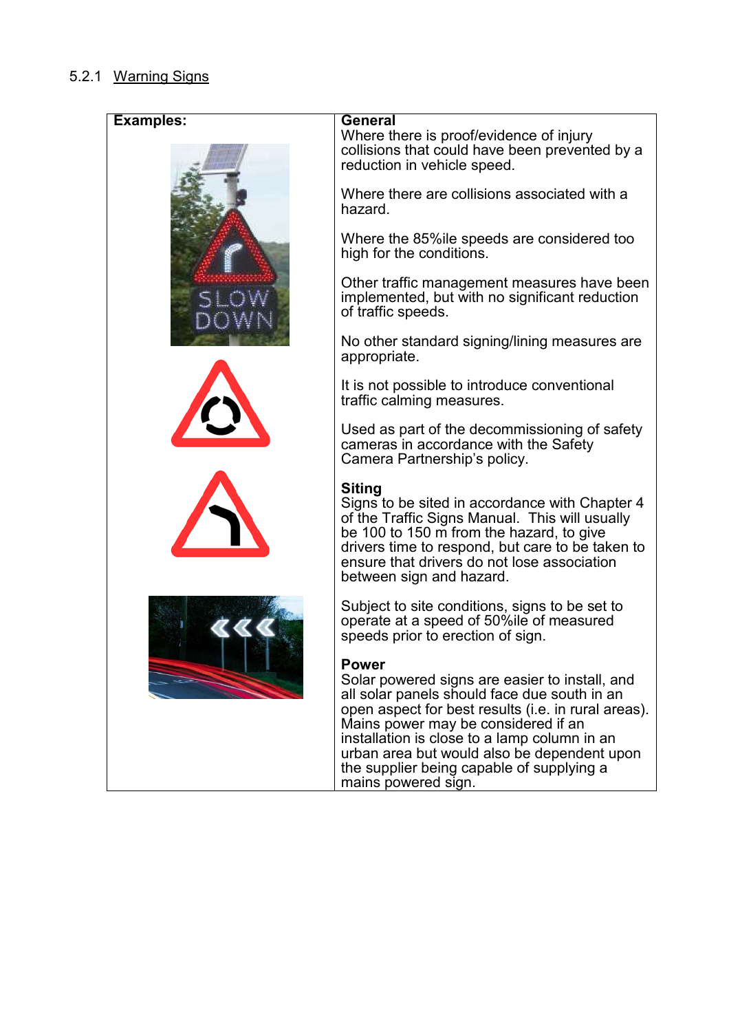### 5.2.1 Warning Signs

| Examples: | General |
|---|---|
| | Where there is proof/evidence of injury collisions that could have been prevented by a reduction in vehicle speed.<br><br>Where there are collisions associated with a hazard.<br><br>Where the 85%ile speeds are considered too high for the conditions.<br><br>Other traffic management measures have been implemented, but with no significant reduction of traffic speeds.<br><br>No other standard signing/lining measures are appropriate.<br><br>It is not possible to introduce conventional traffic calming measures.<br><br>Used as part of the decommissioning of safety cameras in accordance with the Safety Camera Partnership's policy.<br><br>**Siting**<br>Signs to be sited in accordance with Chapter 4 of the Traffic Signs Manual. This will usually be 100 to 150 m from the hazard, to give drivers time to respond, but care to be taken to ensure that drivers do not lose association between sign and hazard.<br><br>Subject to site conditions, signs to be set to operate at a speed of 50%ile of measured speeds prior to erection of sign.<br><br>**Power**<br>Solar powered signs are easier to install, and all solar panels should face due south in an open aspect for best results (i.e. in rural areas). Mains power may be considered if an installation is close to a lamp column in an urban area but would also be dependent upon the supplier being capable of supplying a mains powered sign. |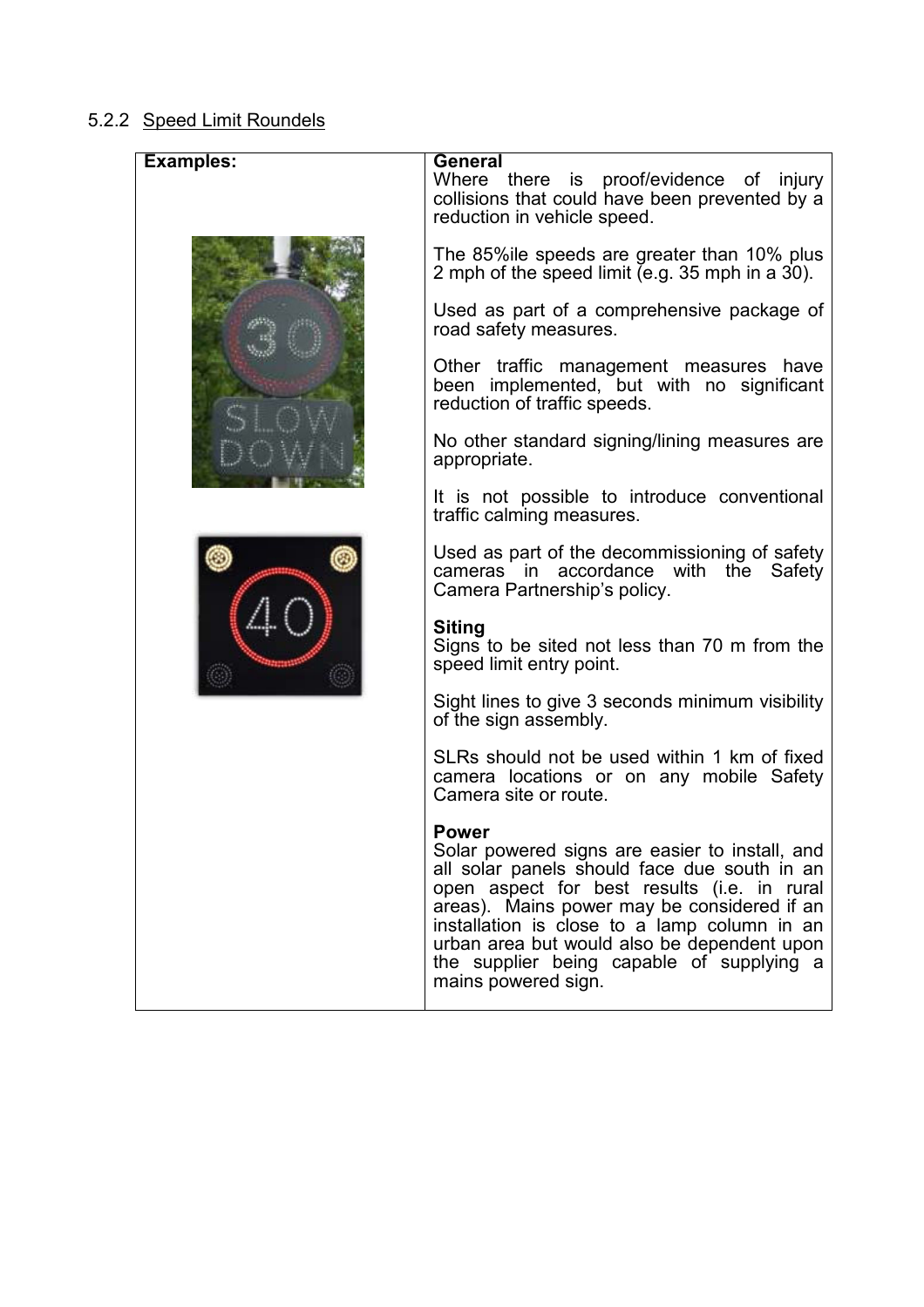### 5.2.2 Speed Limit Roundels

| Examples: | General |
| --- | --- |
| | Where there is proof/evidence of injury collisions that could have been prevented by a reduction in vehicle speed.<br><br>The 85%ile speeds are greater than 10% plus 2 mph of the speed limit (e.g. 35 mph in a 30).<br><br>Used as part of a comprehensive package of road safety measures.<br><br>Other traffic management measures have been implemented, but with no significant reduction of traffic speeds.<br><br>No other standard signing/lining measures are appropriate.<br><br>It is not possible to introduce conventional traffic calming measures.<br><br>Used as part of the decommissioning of safety cameras in accordance with the Safety Camera Partnership's policy.<br><br>**Siting**<br>Signs to be sited not less than 70 m from the speed limit entry point.<br><br>Sight lines to give 3 seconds minimum visibility of the sign assembly.<br><br>SLRs should not be used within 1 km of fixed camera locations or on any mobile Safety Camera site or route.<br><br>**Power**<br>Solar powered signs are easier to install, and all solar panels should face due south in an open aspect for best results (i.e. in rural areas). Mains power may be considered if an installation is close to a lamp column in an urban area but would also be dependent upon the supplier being capable of supplying a mains powered sign. |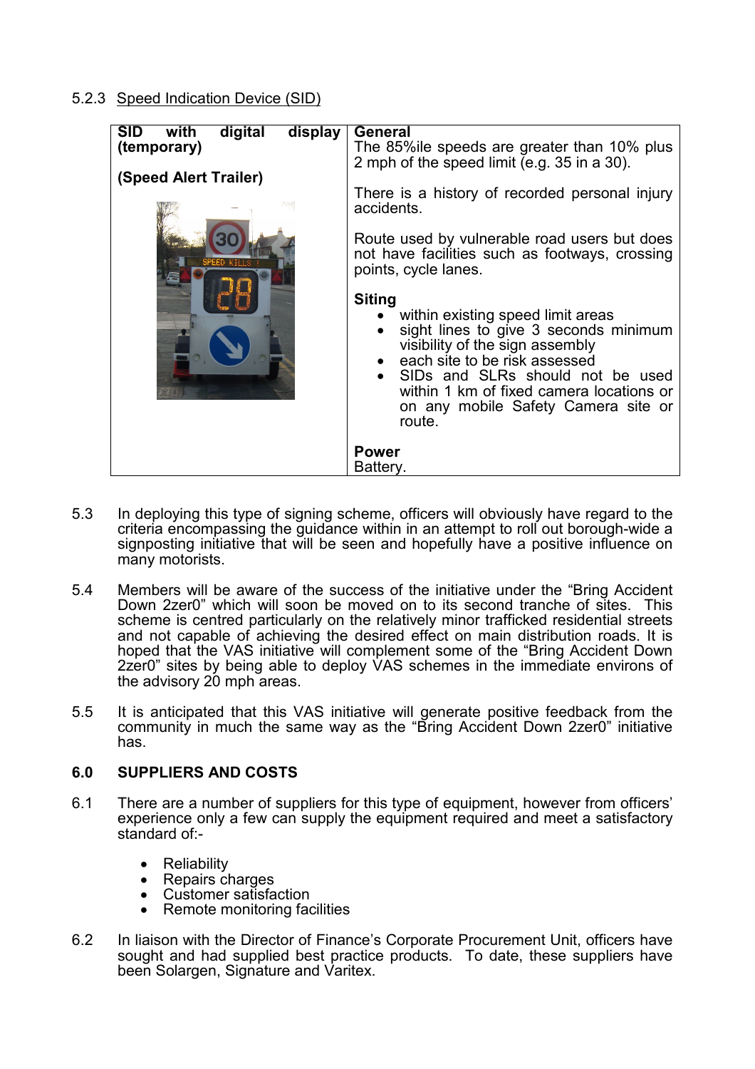5.2.3 Speed Indication Device (SID)

| **SID with digital display (temporary)**<br><br>**(Speed Alert Trailer)** | **General**<br>The 85%ile speeds are greater than 10% plus 2 mph of the speed limit (e.g. 35 in a 30).<br><br>There is a history of recorded personal injury accidents.<br><br>Route used by vulnerable road users but does not have facilities such as footways, crossing points, cycle lanes.<br><br>**Siting**<br>• within existing speed limit areas<br>• sight lines to give 3 seconds minimum visibility of the sign assembly<br>• each site to be risk assessed<br>• SIDs and SLRs should not be used within 1 km of fixed camera locations or on any mobile Safety Camera site or route.<br><br>**Power**<br>Battery. |
|---|---|

5.3 In deploying this type of signing scheme, officers will obviously have regard to the criteria encompassing the guidance within in an attempt to roll out borough-wide a signposting initiative that will be seen and hopefully have a positive influence on many motorists.

5.4 Members will be aware of the success of the initiative under the "Bring Accident Down 2zer0" which will soon be moved on to its second tranche of sites. This scheme is centred particularly on the relatively minor trafficked residential streets and not capable of achieving the desired effect on main distribution roads. It is hoped that the VAS initiative will complement some of the "Bring Accident Down 2zer0" sites by being able to deploy VAS schemes in the immediate environs of the advisory 20 mph areas.

5.5 It is anticipated that this VAS initiative will generate positive feedback from the community in much the same way as the "Bring Accident Down 2zer0" initiative has.

## 6.0 SUPPLIERS AND COSTS

6.1 There are a number of suppliers for this type of equipment, however from officers' experience only a few can supply the equipment required and meet a satisfactory standard of:-

- Reliability
- Repairs charges
- Customer satisfaction
- Remote monitoring facilities

6.2 In liaison with the Director of Finance's Corporate Procurement Unit, officers have sought and had supplied best practice products. To date, these suppliers have been Solargen, Signature and Varitex.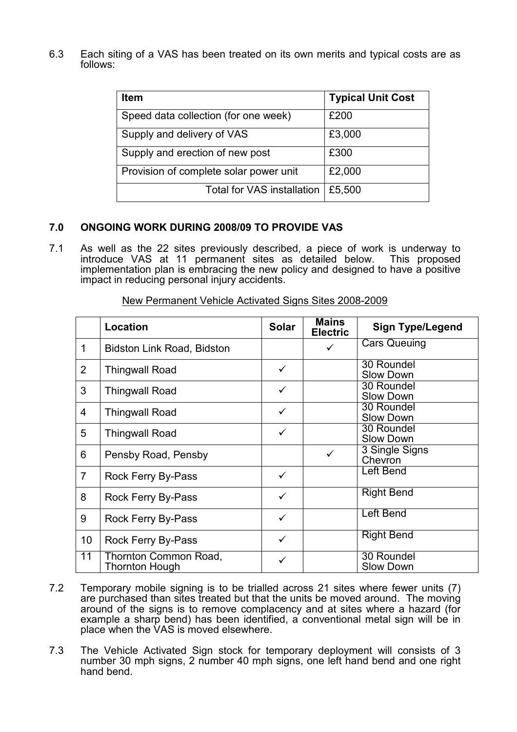6.3 Each siting of a VAS has been treated on its own merits and typical costs are as follows:

| Item | Typical Unit Cost |
|---|---|
| Speed data collection (for one week) | £200 |
| Supply and delivery of VAS | £3,000 |
| Supply and erection of new post | £300 |
| Provision of complete solar power unit | £2,000 |
| Total for VAS installation | £5,500 |

## 7.0 ONGOING WORK DURING 2008/09 TO PROVIDE VAS

7.1 As well as the 22 sites previously described, a piece of work is underway to introduce VAS at 11 permanent sites as detailed below. This proposed implementation plan is embracing the new policy and designed to have a positive impact in reducing personal injury accidents.

New Permanent Vehicle Activated Signs Sites 2008-2009

| | Location | Solar | Mains Electric | Sign Type/Legend |
|---|---|---|---|---|
| 1 | Bidston Link Road, Bidston | | ✓ | Cars Queuing |
| 2 | Thingwall Road | ✓ | | 30 Roundel Slow Down |
| 3 | Thingwall Road | ✓ | | 30 Roundel Slow Down |
| 4 | Thingwall Road | ✓ | | 30 Roundel Slow Down |
| 5 | Thingwall Road | ✓ | | 30 Roundel Slow Down |
| 6 | Pensby Road, Pensby | | ✓ | 3 Single Signs Chevron |
| 7 | Rock Ferry By-Pass | ✓ | | Left Bend |
| 8 | Rock Ferry By-Pass | ✓ | | Right Bend |
| 9 | Rock Ferry By-Pass | ✓ | | Left Bend |
| 10 | Rock Ferry By-Pass | ✓ | | Right Bend |
| 11 | Thornton Common Road, Thornton Hough | ✓ | | 30 Roundel Slow Down |

7.2 Temporary mobile signing is to be trialled across 21 sites where fewer units (7) are purchased than sites treated but that the units be moved around. The moving around of the signs is to remove complacency and at sites where a hazard (for example a sharp bend) has been identified, a conventional metal sign will be in place when the VAS is moved elsewhere.

7.3 The Vehicle Activated Sign stock for temporary deployment will consists of 3 number 30 mph signs, 2 number 40 mph signs, one left hand bend and one right hand bend.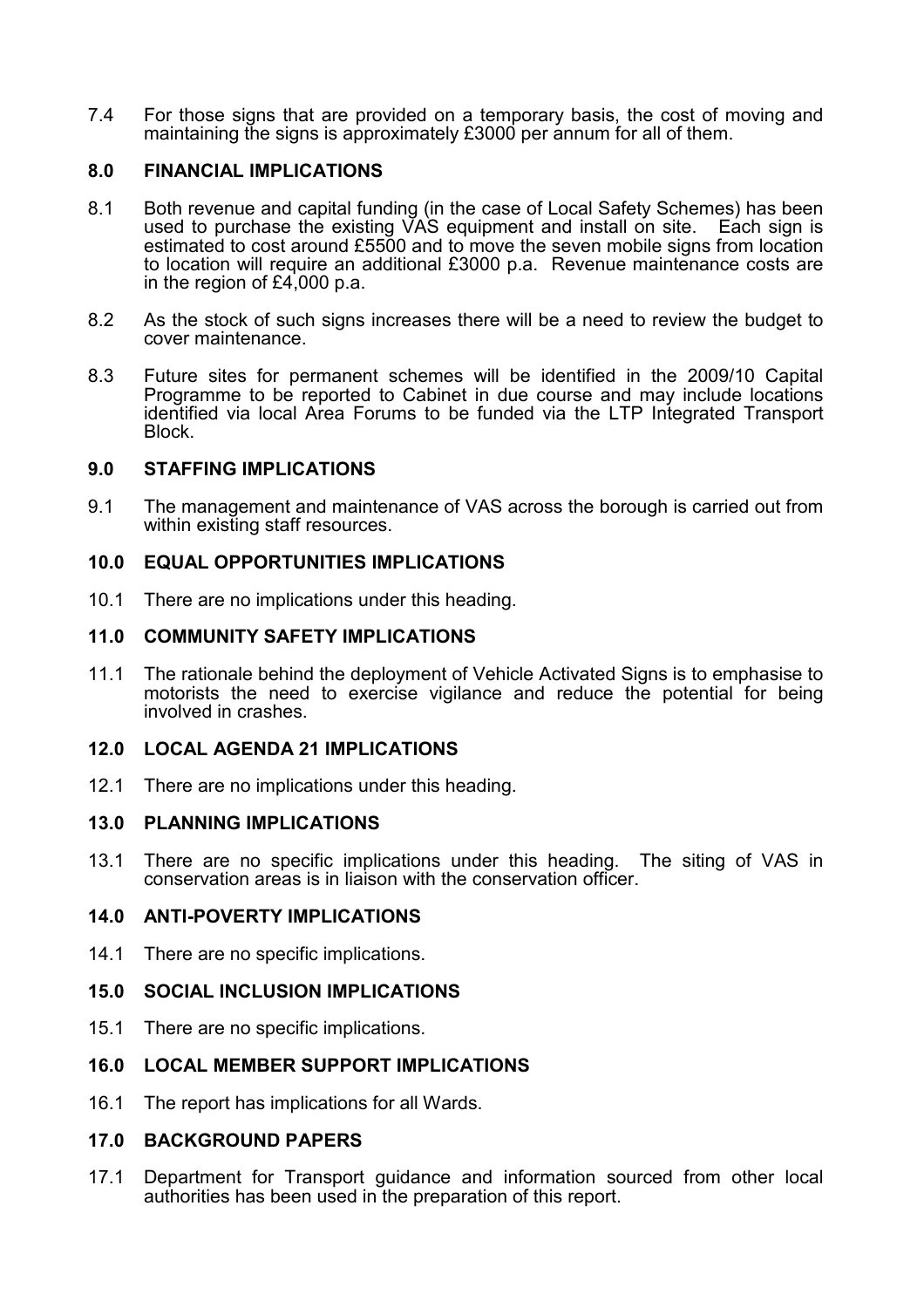7.4 For those signs that are provided on a temporary basis, the cost of moving and maintaining the signs is approximately £3000 per annum for all of them.

## 8.0 FINANCIAL IMPLICATIONS

8.1 Both revenue and capital funding (in the case of Local Safety Schemes) has been used to purchase the existing VAS equipment and install on site. Each sign is estimated to cost around £5500 and to move the seven mobile signs from location to location will require an additional £3000 p.a. Revenue maintenance costs are in the region of £4,000 p.a.

8.2 As the stock of such signs increases there will be a need to review the budget to cover maintenance.

8.3 Future sites for permanent schemes will be identified in the 2009/10 Capital Programme to be reported to Cabinet in due course and may include locations identified via local Area Forums to be funded via the LTP Integrated Transport Block.

## 9.0 STAFFING IMPLICATIONS

9.1 The management and maintenance of VAS across the borough is carried out from within existing staff resources.

## 10.0 EQUAL OPPORTUNITIES IMPLICATIONS

10.1 There are no implications under this heading.

## 11.0 COMMUNITY SAFETY IMPLICATIONS

11.1 The rationale behind the deployment of Vehicle Activated Signs is to emphasise to motorists the need to exercise vigilance and reduce the potential for being involved in crashes.

## 12.0 LOCAL AGENDA 21 IMPLICATIONS

12.1 There are no implications under this heading.

## 13.0 PLANNING IMPLICATIONS

13.1 There are no specific implications under this heading. The siting of VAS in conservation areas is in liaison with the conservation officer.

## 14.0 ANTI-POVERTY IMPLICATIONS

14.1 There are no specific implications.

## 15.0 SOCIAL INCLUSION IMPLICATIONS

15.1 There are no specific implications.

## 16.0 LOCAL MEMBER SUPPORT IMPLICATIONS

16.1 The report has implications for all Wards.

## 17.0 BACKGROUND PAPERS

17.1 Department for Transport guidance and information sourced from other local authorities has been used in the preparation of this report.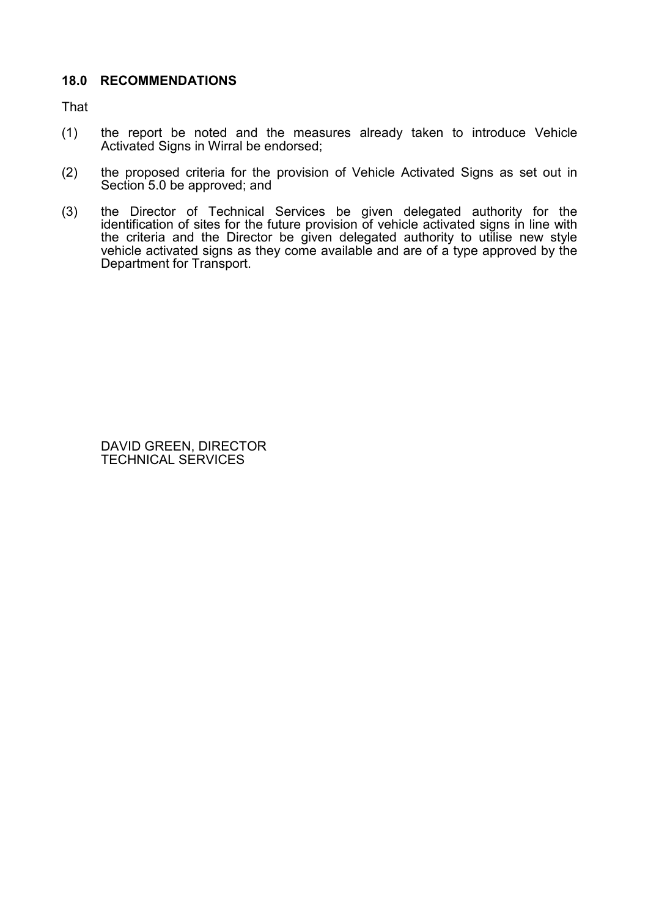## 18.0 RECOMMENDATIONS

That

(1) the report be noted and the measures already taken to introduce Vehicle Activated Signs in Wirral be endorsed;

(2) the proposed criteria for the provision of Vehicle Activated Signs as set out in Section 5.0 be approved; and

(3) the Director of Technical Services be given delegated authority for the identification of sites for the future provision of vehicle activated signs in line with the criteria and the Director be given delegated authority to utilise new style vehicle activated signs as they come available and are of a type approved by the Department for Transport.

DAVID GREEN, DIRECTOR
TECHNICAL SERVICES